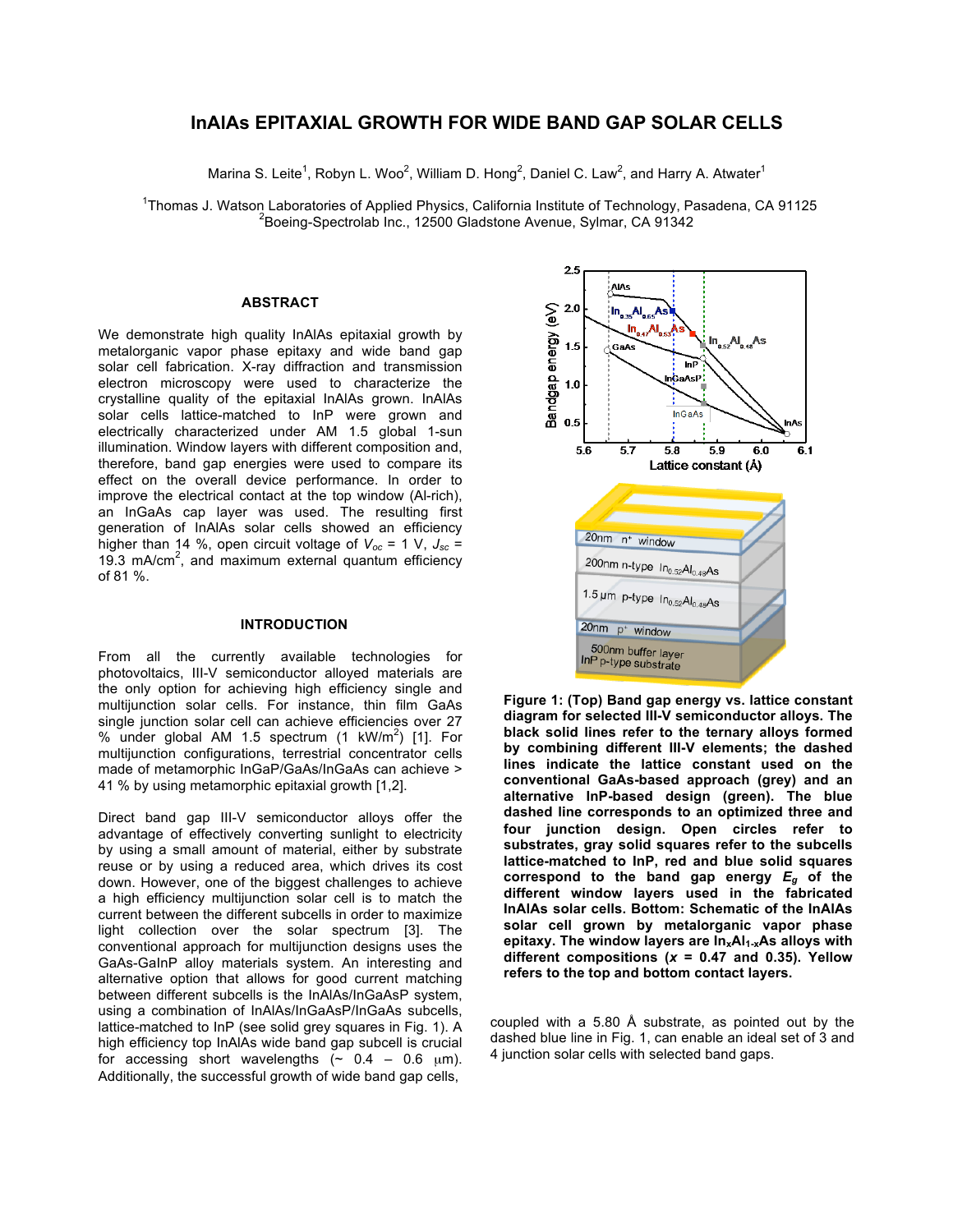# InAlAs EPITAXIAL GROWTH FOR WIDE BAND GAP SOLAR CELLS

Marina S. Leite[1], Robyn L. Woo[2], William D. Hong[2], Daniel C. Law[2], and Harry A. Atwater[1]

[1]Thomas J. Watson Laboratories of Applied Physics, California Institute of Technology, Pasadena, CA 91125
[2]Boeing-Spectrolab Inc., 12500 Gladstone Avenue, Sylmar, CA 91342

## ABSTRACT

We demonstrate high quality InAlAs epitaxial growth by metalorganic vapor phase epitaxy and wide band gap solar cell fabrication. X-ray diffraction and transmission electron microscopy were used to characterize the crystalline quality of the epitaxial InAlAs grown. InAlAs solar cells lattice-matched to InP were grown and electrically characterized under AM 1.5 global 1-sun illumination. Window layers with different composition and, therefore, band gap energies were used to compare its effect on the overall device performance. In order to improve the electrical contact at the top window (Al-rich), an InGaAs cap layer was used. The resulting first generation of InAlAs solar cells showed an efficiency higher than 14 %, open circuit voltage of $V_{oc}$ = 1 V, $J_{sc}$ = 19.3 mA/cm$^2$, and maximum external quantum efficiency of 81 %.

## INTRODUCTION

From all the currently available technologies for photovoltaics, III-V semiconductor alloyed materials are the only option for achieving high efficiency single and multijunction solar cells. For instance, thin film GaAs single junction solar cell can achieve efficiencies over 27 % under global AM 1.5 spectrum (1 kW/m$^2$) [1]. For multijunction configurations, terrestrial concentrator cells made of metamorphic InGaP/GaAs/InGaAs can achieve > 41 % by using metamorphic epitaxial growth [1,2].

Direct band gap III-V semiconductor alloys offer the advantage of effectively converting sunlight into electricity by using a small amount of material, either by substrate reuse or by using a reduced area, which drives its cost down. However, one of the biggest challenges to achieve a high efficiency multijunction solar cell is to match the current between the different subcells in order to maximize light collection over the solar spectrum [3]. The conventional approach for multijunction designs uses the GaAs-GaInP alloy materials system. An interesting and alternative option that allows for good current matching between different subcells is the InAlAs/InGaAsP system, using a combination of InAlAs/InGaAsP/InGaAs subcells, lattice-matched to InP (see solid grey squares in Fig. 1). A high efficiency top InAlAs wide band gap subcell is crucial for accessing short wavelengths (~ 0.4 – 0.6 μm). Additionally, the successful growth of wide band gap cells, coupled with a 5.80 Å substrate, as pointed out by the dashed blue line in Fig. 1, can enable an ideal set of 3 and 4 junction solar cells with selected band gaps.

**Figure 1: (Top) Band gap energy vs. lattice constant diagram for selected III-V semiconductor alloys. The black solid lines refer to the ternary alloys formed by combining different III-V elements; the dashed lines indicate the lattice constant used on the conventional GaAs-based approach (grey) and an alternative InP-based design (green). The blue dashed line corresponds to an optimized three and four junction design. Open circles refer to substrates, gray solid squares refer to the subcells lattice-matched to InP, red and blue solid squares correspond to the band gap energy $E_g$ of the different window layers used in the fabricated InAlAs solar cells. Bottom: Schematic of the InAlAs solar cell grown by metalorganic vapor phase epitaxy. The window layers are $In_xAl_{1-x}As$ alloys with different compositions ($x$ = 0.47 and 0.35). Yellow refers to the top and bottom contact layers.**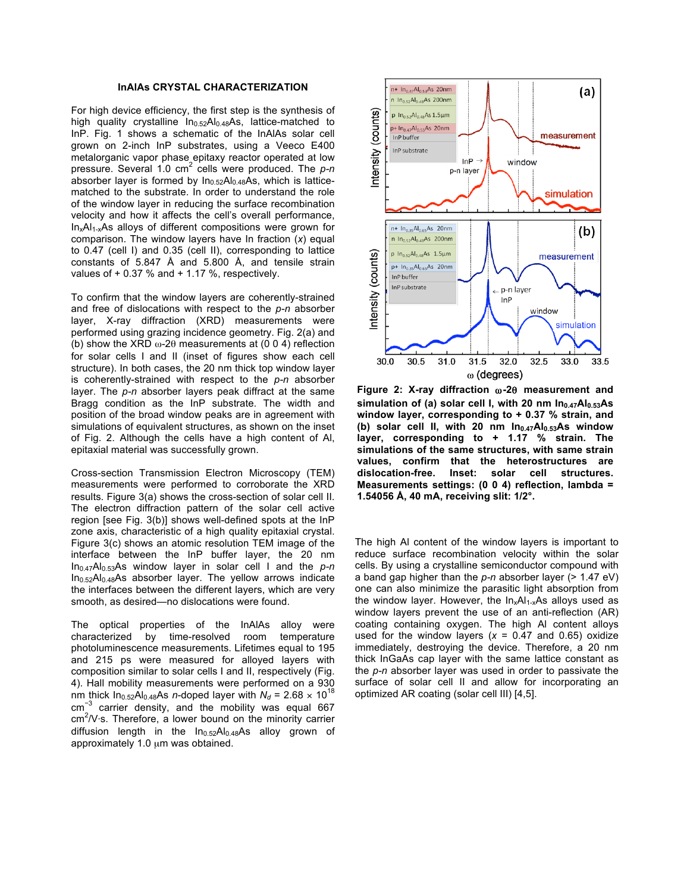## InAlAs CRYSTAL CHARACTERIZATION

For high device efficiency, the first step is the synthesis of high quality crystalline $In_{0.52}Al_{0.48}As$, lattice-matched to InP. Fig. 1 shows a schematic of the InAlAs solar cell grown on 2-inch InP substrates, using a Veeco E400 metalorganic vapor phase epitaxy reactor operated at low pressure. Several 1.0 $cm^2$ cells were produced. The *p-n* absorber layer is formed by $In_{0.52}Al_{0.48}As$, which is lattice-matched to the substrate. In order to understand the role of the window layer in reducing the surface recombination velocity and how it affects the cell's overall performance, $In_xAl_{1-x}As$ alloys of different compositions were grown for comparison. The window layers have In fraction ($x$) equal to 0.47 (cell I) and 0.35 (cell II), corresponding to lattice constants of 5.847 Å and 5.800 Å, and tensile strain values of + 0.37 % and + 1.17 %, respectively.

To confirm that the window layers are coherently-strained and free of dislocations with respect to the *p-n* absorber layer, X-ray diffraction (XRD) measurements were performed using grazing incidence geometry. Fig. 2(a) and (b) show the XRD $\omega$-2$\theta$ measurements at (0 0 4) reflection for solar cells I and II (inset of figures show each cell structure). In both cases, the 20 nm thick top window layer is coherently-strained with respect to the *p-n* absorber layer. The *p-n* absorber layers peak diffract at the same Bragg condition as the InP buffer layer, and the width and position of the broad window peaks are in agreement with simulations of equivalent structures, as shown on the inset of Fig. 2. Although the cells have a high content of Al, epitaxial material was successfully grown.

Cross-section Transmission Electron Microscopy (TEM) measurements were performed to corroborate the XRD results. Figure 3(a) shows the cross-section of solar cell II. The electron diffraction pattern of the solar cell active region [see Fig. 3(b)] shows well-defined spots at the InP zone axis, characteristic of a high quality epitaxial crystal. Figure 3(c) shows an atomic resolution TEM image of the interface between the InP buffer layer, the 20 nm $In_{0.47}Al_{0.53}As$ window layer in solar cell I and the *p-n* $In_{0.52}Al_{0.48}As$ absorber layer. The yellow arrows indicate the interfaces between the different layers, which are very smooth, as desired—no dislocations were found.

The optical properties of the InAlAs alloy were characterized by time-resolved room temperature photoluminescence measurements. Lifetimes equal to 195 and 215 ps were measured for alloyed layers with composition similar to solar cells I and II, respectively (Fig. 4). Hall mobility measurements were performed on a 930 nm thick $In_{0.52}Al_{0.48}As$ *n*-doped layer with $N_d$ = 2.68 × $10^{18}$ $cm^{-3}$ carrier density, and the mobility was equal 667 $cm^2$/V·s. Therefore, a lower bound on the minority carrier diffusion length in the $In_{0.52}Al_{0.48}As$ alloy grown of approximately 1.0 $\mu$m was obtained.

**Figure 2: X-ray diffraction $\omega$-2$\theta$ measurement and simulation of (a) solar cell I, with 20 nm $In_{0.47}Al_{0.53}As$ window layer, corresponding to + 0.37 % strain, and (b) solar cell II, with 20 nm $In_{0.47}Al_{0.53}As$ window layer, corresponding to + 1.17 % strain. The simulations of the same structures, with same strain values, confirm that the heterostructures are dislocation-free. Inset: solar cell structures. Measurements settings: (0 0 4) reflection, lambda = 1.54056 Å, 40 mA, receiving slit: 1/2°.**

The high Al content of the window layers is important to reduce surface recombination velocity within the solar cells. By using a crystalline semiconductor compound with a band gap higher than the *p-n* absorber layer (> 1.47 eV) one can also minimize the parasitic light absorption from the window layer. However, the $In_xAl_{1-x}As$ alloys used as window layers prevent the use of an anti-reflection (AR) coating containing oxygen. The high Al content alloys used for the window layers ($x$ = 0.47 and 0.65) oxidize immediately, destroying the device. Therefore, a 20 nm thick InGaAs cap layer with the same lattice constant as the *p-n* absorber layer was used in order to passivate the surface of solar cell II and allow for incorporating an optimized AR coating (solar cell III) [4,5].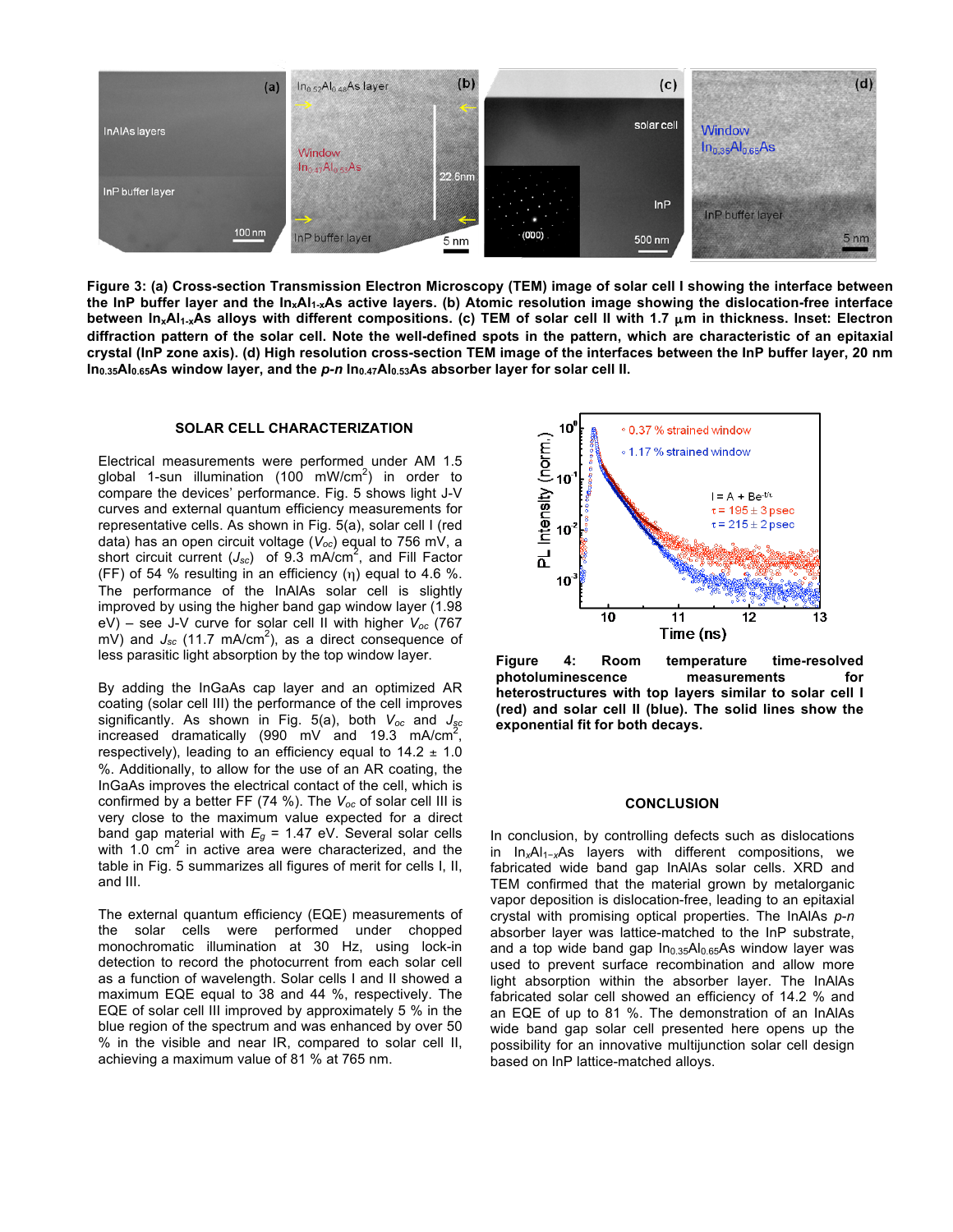**Figure 3: (a) Cross-section Transmission Electron Microscopy (TEM) image of solar cell I showing the interface between the InP buffer layer and the $In_xAl_{1-x}As$ active layers. (b) Atomic resolution image showing the dislocation-free interface between $In_xAl_{1-x}As$ alloys with different compositions. (c) TEM of solar cell II with 1.7 μm in thickness. Inset: Electron diffraction pattern of the solar cell. Note the well-defined spots in the pattern, which are characteristic of an epitaxial crystal (InP zone axis). (d) High resolution cross-section TEM image of the interfaces between the InP buffer layer, 20 nm $In_{0.35}Al_{0.65}As$ window layer, and the *p-n* $In_{0.47}Al_{0.53}As$ absorber layer for solar cell II.**

## SOLAR CELL CHARACTERIZATION

Electrical measurements were performed under AM 1.5 global 1-sun illumination (100 mW/cm$^2$) in order to compare the devices' performance. Fig. 5 shows light J-V curves and external quantum efficiency measurements for representative cells. As shown in Fig. 5(a), solar cell I (red data) has an open circuit voltage ($V_{oc}$) equal to 756 mV, a short circuit current ($J_{sc}$) of 9.3 mA/cm$^2$, and Fill Factor (FF) of 54 % resulting in an efficiency (η) equal to 4.6 %. The performance of the InAlAs solar cell is slightly improved by using the higher band gap window layer (1.98 eV) – see J-V curve for solar cell II with higher $V_{oc}$ (767 mV) and $J_{sc}$ (11.7 mA/cm$^2$), as a direct consequence of less parasitic light absorption by the top window layer.

By adding the InGaAs cap layer and an optimized AR coating (solar cell III) the performance of the cell improves significantly. As shown in Fig. 5(a), both $V_{oc}$ and $J_{sc}$ increased dramatically (990 mV and 19.3 mA/cm$^2$, respectively), leading to an efficiency equal to 14.2 ± 1.0 %. Additionally, to allow for the use of an AR coating, the InGaAs improves the electrical contact of the cell, which is confirmed by a better FF (74 %). The $V_{oc}$ of solar cell III is very close to the maximum value expected for a direct band gap material with $E_g$ = 1.47 eV. Several solar cells with 1.0 cm$^2$ in active area were characterized, and the table in Fig. 5 summarizes all figures of merit for cells I, II, and III.

The external quantum efficiency (EQE) measurements of the solar cells were performed under chopped monochromatic illumination at 30 Hz, using lock-in detection to record the photocurrent from each solar cell as a function of wavelength. Solar cells I and II showed a maximum EQE equal to 38 and 44 %, respectively. The EQE of solar cell III improved by approximately 5 % in the blue region of the spectrum and was enhanced by over 50 % in the visible and near IR, compared to solar cell II, achieving a maximum value of 81 % at 765 nm.

**Figure 4: Room temperature time-resolved photoluminescence measurements for heterostructures with top layers similar to solar cell I (red) and solar cell II (blue). The solid lines show the exponential fit for both decays.**

## CONCLUSION

In conclusion, by controlling defects such as dislocations in $In_xAl_{1-x}As$ layers with different compositions, we fabricated wide band gap InAlAs solar cells. XRD and TEM confirmed that the material grown by metalorganic vapor deposition is dislocation-free, leading to an epitaxial crystal with promising optical properties. The InAlAs *p-n* absorber layer was lattice-matched to the InP substrate, and a top wide band gap $In_{0.35}Al_{0.65}As$ window layer was used to prevent surface recombination and allow more light absorption within the absorber layer. The InAlAs fabricated solar cell showed an efficiency of 14.2 % and an EQE of up to 81 %. The demonstration of an InAlAs wide band gap solar cell presented here opens up the possibility for an innovative multijunction solar cell design based on InP lattice-matched alloys.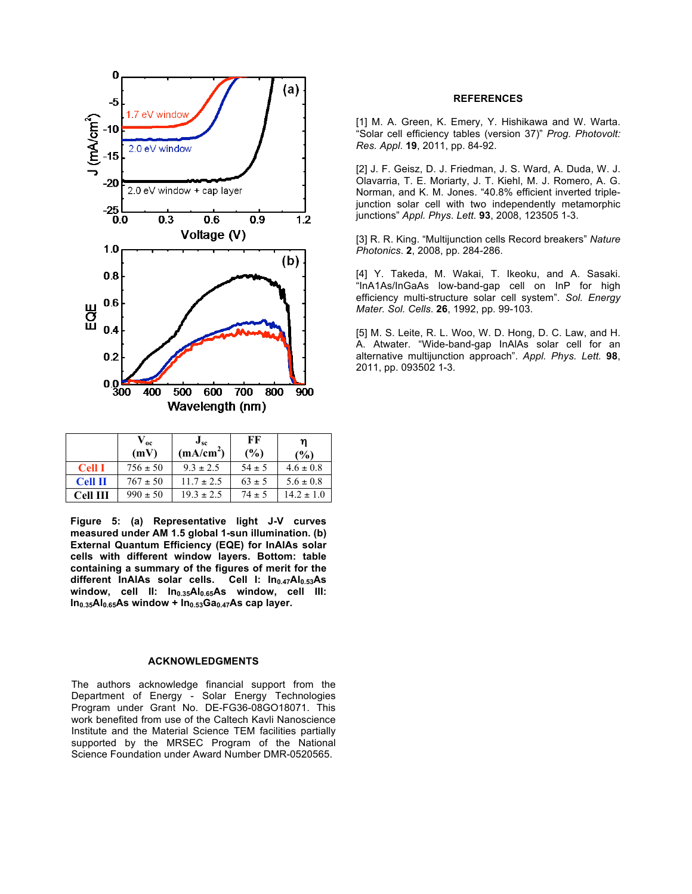(a)

0

-5

-10

-15

-20

-25

J (mA/cm²)

1.7 eV window

2.0 eV window

2.0 eV window + cap layer

0.0 0.3 0.6 0.9 1.2

Voltage (V)

(b)

1.0

0.8

0.6

0.4

0.2

0.0

EQE

300 400 500 600 700 800 900

Wavelength (nm)

| | $V_{oc}$ (mV) | $J_{sc}$ (mA/cm$^2$) | FF (%) | η (%) |
|---|---|---|---|---|
| Cell I | 756 ± 50 | 9.3 ± 2.5 | 54 ± 5 | 4.6 ± 0.8 |
| Cell II | 767 ± 50 | 11.7 ± 2.5 | 63 ± 5 | 5.6 ± 0.8 |
| Cell III | 990 ± 50 | 19.3 ± 2.5 | 74 ± 5 | 14.2 ± 1.0 |

**Figure 5: (a) Representative light J-V curves measured under AM 1.5 global 1-sun illumination. (b) External Quantum Efficiency (EQE) for InAlAs solar cells with different window layers. Bottom: table containing a summary of the figures of merit for the different InAlAs solar cells. Cell I: $In_{0.47}Al_{0.53}As$ window, cell II: $In_{0.35}Al_{0.65}As$ window, cell III: $In_{0.35}Al_{0.65}As$ window + $In_{0.53}Ga_{0.47}As$ cap layer.**

## ACKNOWLEDGMENTS

The authors acknowledge financial support from the Department of Energy - Solar Energy Technologies Program under Grant No. DE-FG36-08GO18071. This work benefited from use of the Caltech Kavli Nanoscience Institute and the Material Science TEM facilities partially supported by the MRSEC Program of the National Science Foundation under Award Number DMR-0520565.

## REFERENCES

[1] M. A. Green, K. Emery, Y. Hishikawa and W. Warta. "Solar cell efficiency tables (version 37)" *Prog. Photovolt: Res. Appl.* **19**, 2011, pp. 84-92.

[2] J. F. Geisz, D. J. Friedman, J. S. Ward, A. Duda, W. J. Olavarria, T. E. Moriarty, J. T. Kiehl, M. J. Romero, A. G. Norman, and K. M. Jones. "40.8% efficient inverted triple-junction solar cell with two independently metamorphic junctions" *Appl. Phys. Lett.* **93**, 2008, 123505 1-3.

[3] R. R. King. "Multijunction cells Record breakers" *Nature Photonics*. **2**, 2008, pp. 284-286.

[4] Y. Takeda, M. Wakai, T. Ikeoku, and A. Sasaki. "InA1As/InGaAs low-band-gap cell on InP for high efficiency multi-structure solar cell system". *Sol. Energy Mater. Sol. Cells*. **26**, 1992, pp. 99-103.

[5] M. S. Leite, R. L. Woo, W. D. Hong, D. C. Law, and H. A. Atwater. "Wide-band-gap InAlAs solar cell for an alternative multijunction approach". *Appl. Phys. Lett.* **98**, 2011, pp. 093502 1-3.